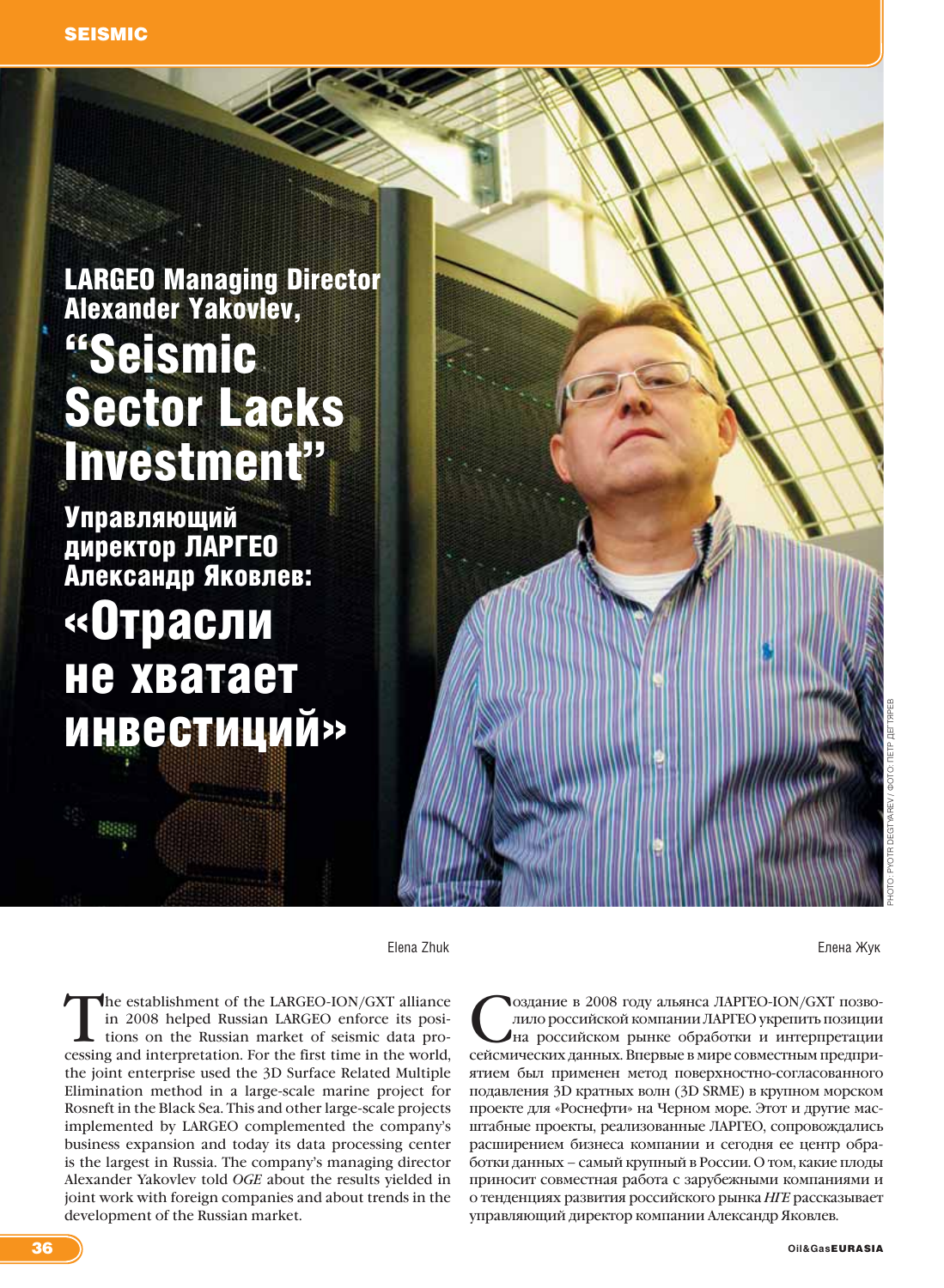# LARGEO Managing Director Alexander Yakovlev, "Seismic Sector Lacks Investment"

# Управляющий директор ЛАРГЕО Александр Яковлев: «Отрасли не хватает инвестиций»

PHOTO: PYOTR DEGTYAREV / ФОТО: ПЕТР ДЕГТЯРЕВ

Elena Zhuk

The establishment of the LARGEO-ION/GXT alliance in 2008 helped Russian LARGEO enforce its positions on the Russian market of seismic data processing and interpretation. For the first time in the world, the joint enterprise used the 3D Surface Related Multiple Elimination method in a large-scale marine project for Rosneft in the Black Sea. This and other large-scale projects implemented by LARGEO complemented the company's business expansion and today its data processing center is the largest in Russia. The company's managing director Alexander Yakovlev told *OGE* about the results yielded in joint work with foreign companies and about trends in the development of the Russian market.

Елена Жук

Создание в 2008 году альянса ЛАРГЕО-ION/GXT позволило российской компании ЛАРГЕО укрепить позиции на российском рынке обработки и интерпретации сейсмических данных. Впервые в мире совместным предприятием был применен метод поверхностно-согласованного подавления 3D кратных волн (3D SRME) в крупном морском проекте для «Роснефти» на Черном море. Этот и другие масштабные проекты, реализованные ЛАРГЕО, сопровождались расширением бизнеса компании и сегодня ее центр обработки данных – самый крупный в России. О том, какие плоды приносит совместная работа с зарубежными компаниями и о тенденциях развития российского рынка *НГЕ* рассказывает управляющий директор компании Александр Яковлев.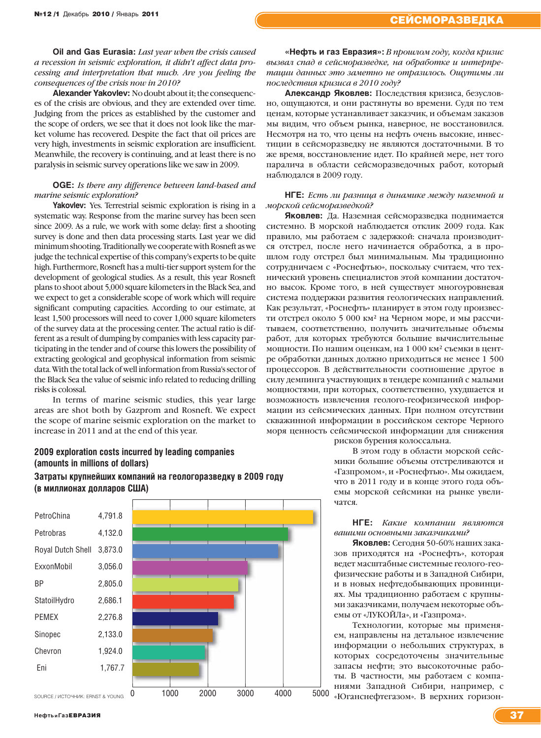**Oil and Gas Eurasia:** *Last year when the crisis caused a recession in seismic exploration, it didn't affect data processing and interpretation that much. Are you feeling the consequences of the crisis now in 2010?*

**Alexander Yakovlev:** No doubt about it; the consequences of the crisis are obvious, and they are extended over time. Judging from the prices as established by the customer and the scope of orders, we see that it does not look like the market volume has recovered. Despite the fact that oil prices are very high, investments in seismic exploration are insufficient. Meanwhile, the recovery is continuing, and at least there is no paralysis in seismic survey operations like we saw in 2009.

**OGE:** *Is there any difference between land-based and marine seismic exploration?*

**Yakovlev:** Yes. Terrestrial seismic exploration is rising in a systematic way. Response from the marine survey has been seen since 2009. As a rule, we work with some delay: first a shooting survey is done and then data processing starts. Last year we did minimum shooting. Traditionally we cooperate with Rosneft as we judge the technical expertise of this company's experts to be quite high. Furthermore, Rosneft has a multi-tier support system for the development of geological studies. As a result, this year Rosneft plans to shoot about 5,000 square kilometers in the Black Sea, and we expect to get a considerable scope of work which will require significant computing capacities. According to our estimate, at least 1,500 processors will need to cover 1,000 square kilometers of the survey data at the processing center. The actual ratio is different as a result of dumping by companies with less capacity participating in the tender and of course this lowers the possibility of extracting geological and geophysical information from seismic data. With the total lack of well information from Russia's sector of the Black Sea the value of seismic info related to reducing drilling risks is colossal.

In terms of marine seismic studies, this year large areas are shot both by Gazprom and Rosneft. We expect the scope of marine seismic exploration on the market to increase in 2011 and at the end of this year.

**«Нефть и газ Евразия»:** *В прошлом году, когда кризис вызвал спад в сейсморазведке, на обработке и интерпретации данных это заметно не отразилось. Ощутимы ли последствия кризиса в 2010 году?*

**Александр Яковлев:** Последствия кризиса, безусловно, ощущаются, и они растянуты во времени. Судя по тем ценам, которые устанавливает заказчик, и объемам заказов мы видим, что объем рынка, наверное, не восстановился. Несмотря на то, что цены на нефть очень высокие, инвестиции в сейсморазведку не являются достаточными. В то же время, восстановление идет. По крайней мере, нет того паралича в области сейсморазведочных работ, который наблюдался в 2009 году.

**НГЕ:** *Есть ли разница в динамике между наземной и морской сейсморазведкой?*

**Яковлев:** Да. Наземная сейсморазведка поднимается системно. В морской наблюдается отклик 2009 года. Как правило, мы работаем с задержкой: сначала производится отстрел, после него начинается обработка, а в прошлом году отстрел был минимальным. Мы традиционно сотрудничаем с «Роснефтью», поскольку считаем, что технический уровень специалистов этой компании достаточно высок. Кроме того, в ней существует многоуровневая система поддержки развития геологических направлений. Как результат, «Роснефть» планирует в этом году произвести отстрел около 5 000 км² на Черном море, и мы рассчитываем, соответственно, получить значительные объемы работ, для которых требуются большие вычислительные мощности. По нашим оценкам, на 1 000 км² съемки в центре обработки данных должно приходиться не менее 1 500 процессоров. В действительности соотношение другое в силу демпинга участвующих в тендере компаний с малыми мощностями, при которых, соответственно, ухудшается и возможность извлечения геолого-геофизической информации из сейсмических данных. При полном отсутствии скважинной информации в российском секторе Черного моря ценность сейсмической информации для снижения рисков бурения колоссальна.

В этом году в области морской сейсмики большие объемы отстреливаются и «Газпромом», и «Роснефтью». Мы ожидаем, что в 2011 году и в конце этого года объемы морской сейсмики на рынке увеличатся.

**НГЕ:** *Какие компании являются вашими основными заказчиками?*

**Яковлев:** Сегодня 50-60% наших заказов приходятся на «Роснефть», которая ведет масштабные системные геолого-геофизические работы и в Западной Сибири, и в новых нефтедобывающих провинциях. Мы традиционно работаем с крупными заказчиками, получаем некоторые объемы от «ЛУКОЙЛа», и «Газпрома».

Технологии, которые мы применяем, направлены на детальное извлечение информации о небольших структурах, в которых сосредоточены значительные запасы нефти; это высокоточные работы. В частности, мы работаем с компаниями Западной Сибири, например, с «Юганснефтегазом». В верхних горизон-

**2009 exploration costs incurred by leading companies (amounts in millions of dollars)**

**Затраты крупнейших компаний на геологоразведку в 2009 году (в миллионах долларов США)**

| Company | Amount |
|---|---|
| PetroChina | 4,791.8 |
| Petrobras | 4,132.0 |
| Royal Dutch Shell | 3,873.0 |
| ExxonMobil | 3,056.0 |
| BP | 2,805.0 |
| StatoilHydro | 2,686.1 |
| PEMEX | 2,276.8 |
| Sinopec | 2,133.0 |
| Chevron | 1,924.0 |
| Eni | 1,767.7 |

SOURCE / ИСТОЧНИК: ERNST & YOUNG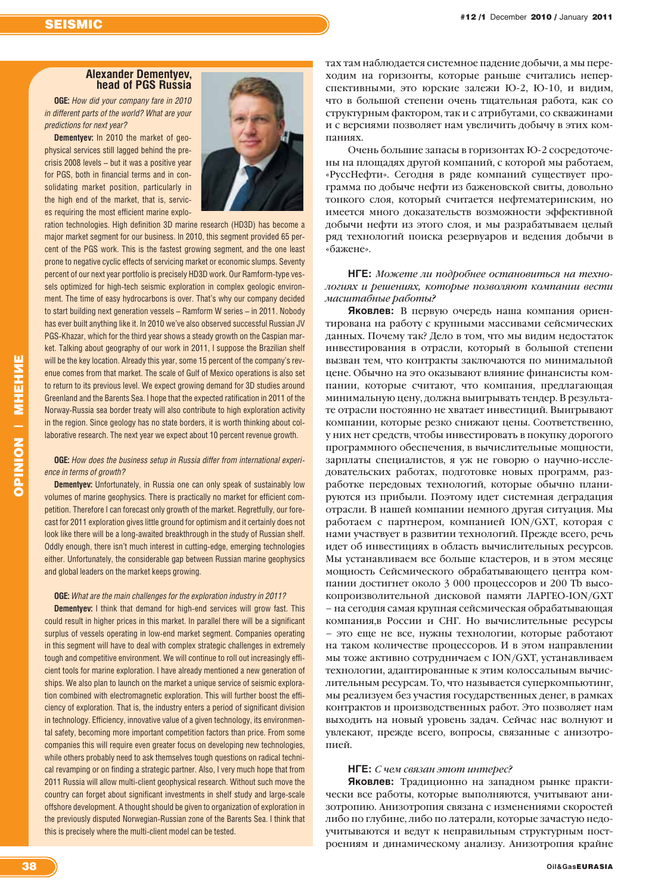### Alexander Dementyev, head of PGS Russia

**OGE:** *How did your company fare in 2010 in different parts of the world? What are your predictions for next year?*

**Dementyev:** In 2010 the market of geophysical services still lagged behind the pre-crisis 2008 levels – but it was a positive year for PGS, both in financial terms and in consolidating market position, particularly in the high end of the market, that is, services requiring the most efficient marine exploration technologies. High definition 3D marine research (HD3D) has become a major market segment for our business. In 2010, this segment provided 65 percent of the PGS work. This is the fastest growing segment, and the one least prone to negative cyclic effects of servicing market or economic slumps. Seventy percent of our next year portfolio is precisely HD3D work. Our Ramform-type vessels optimized for high-tech seismic exploration in complex geologic environment. The time of easy hydrocarbons is over. That's why our company decided to start building next generation vessels – Ramform W series – in 2011. Nobody has ever built anything like it. In 2010 we've also observed successful Russian JV PGS-Khazar, which for the third year shows a steady growth on the Caspian market. Talking about geography of our work in 2011, I suppose the Brazilian shelf will be the key location. Already this year, some 15 percent of the company's revenue comes from that market. The scale of Gulf of Mexico operations is also set to return to its previous level. We expect growing demand for 3D studies around Greenland and the Barents Sea. I hope that the expected ratification in 2011 of the Norway-Russia sea border treaty will also contribute to high exploration activity in the region. Since geology has no state borders, it is worth thinking about collaborative research. The next year we expect about 10 percent revenue growth.

**OGE:** *How does the business setup in Russia differ from international experience in terms of growth?*

**Dementyev:** Unfortunately, in Russia one can only speak of sustainably low volumes of marine geophysics. There is practically no market for efficient competition. Therefore I can forecast only growth of the market. Regretfully, our forecast for 2011 exploration gives little ground for optimism and it certainly does not look like there will be a long-awaited breakthrough in the study of Russian shelf. Oddly enough, there isn't much interest in cutting-edge, emerging technologies either. Unfortunately, the considerable gap between Russian marine geophysics and global leaders on the market keeps growing.

**OGE:** *What are the main challenges for the exploration industry in 2011?*

**Dementyev:** I think that demand for high-end services will grow fast. This could result in higher prices in this market. In parallel there will be a significant surplus of vessels operating in low-end market segment. Companies operating in this segment will have to deal with complex strategic challenges in extremely tough and competitive environment. We will continue to roll out increasingly efficient tools for marine exploration. I have already mentioned a new generation of ships. We also plan to launch on the market a unique service of seismic exploration combined with electromagnetic exploration. This will further boost the efficiency of exploration. That is, the industry enters a period of significant division in technology. Efficiency, innovative value of a given technology, its environmental safety, becoming more important competition factors than price. From some companies this will require even greater focus on developing new technologies, while others probably need to ask themselves tough questions on radical technical revamping or on finding a strategic partner. Also, I very much hope that from 2011 Russia will allow multi-client geophysical research. Without such move the country can forget about significant investments in shelf study and large-scale offshore development. A thought should be given to organization of exploration in the previously disputed Norwegian-Russian zone of the Barents Sea. I think that this is precisely where the multi-client model can be tested.

тах там наблюдается системное падение добычи, а мы переходим на горизонты, которые раньше считались неперспективными, это юрские залежи Ю-2, Ю-10, и видим, что в большой степени очень тщательная работа, как со структурным фактором, так и с атрибутами, со скважинами и с версиями позволяет нам увеличить добычу в этих компаниях.

Очень большие запасы в горизонтах Ю-2 сосредоточены на площадях другой компаний, с которой мы работаем, «РуссНефти». Сегодня в ряде компаний существует программа по добыче нефти из баженовской свиты, довольно тонкого слоя, который считается нефтематеринским, но имеется много доказательств возможности эффективной добычи нефти из этого слоя, и мы разрабатываем целый ряд технологий поиска резервуаров и ведения добычи в «бажене».

**НГЕ:** *Можете ли подробнее остановиться на технологиях и решениях, которые позволяют компании вести масштабные работы?*

**Яковлев:** В первую очередь наша компания ориентирована на работу с крупными массивами сейсмических данных. Почему так? Дело в том, что мы видим недостаток инвестирования в отрасли, который в большой степени вызван тем, что контракты заключаются по минимальной цене. Обычно на это оказывают влияние финансисты компании, которые считают, что компания, предлагающая минимальную цену, должна выигрывать тендер. В результате отрасли постоянно не хватает инвестиций. Выигрывают компании, которые резко снижают цены. Соответственно, у них нет средств, чтобы инвестировать в покупку дорогого программного обеспечения, в вычислительные мощности, зарплаты специалистов, я уж не говорю о научно-исследовательских работах, подготовке новых программ, разработке передовых технологий, которые обычно планируются из прибыли. Поэтому идет системная деградация отрасли. В нашей компании немного другая ситуация. Мы работаем с партнером, компанией ION/GXT, которая с нами участвует в развитии технологий. Прежде всего, речь идет об инвестициях в область вычислительных ресурсов. Мы устанавливаем все больше кластеров, и в этом месяце мощность Сейсмического обрабатывающего центра компании достигнет около 3 000 процессоров и 200 Tb высокопроизводительной дисковой памяти ЛАРГЕО-ION/GXT – на сегодня самая крупная сейсмическая обрабатывающая компания,в России и СНГ. Но вычислительные ресурсы – это еще не все, нужны технологии, которые работают на таком количестве процессоров. И в этом направлении мы тоже активно сотрудничаем с ION/GXT, устанавливаем технологии, адаптированные к этим колоссальным вычислительным ресурсам. То, что называется суперкомпьютинг, мы реализуем без участия государственных денег, в рамках контрактов и производственных работ. Это позволяет нам выходить на новый уровень задач. Сейчас нас волнуют и увлекают, прежде всего, вопросы, связанные с анизотропией.

**НГЕ:** *С чем связан этот интерес?*

**Яковлев:** Традиционно на западном рынке практически все работы, которые выполняются, учитывают анизотропию. Анизотропия связана с изменениями скоростей либо по глубине, либо по латерали, которые зачастую недоучитываются и ведут к неправильным структурным построениям и динамическому анализу. Анизотропия крайне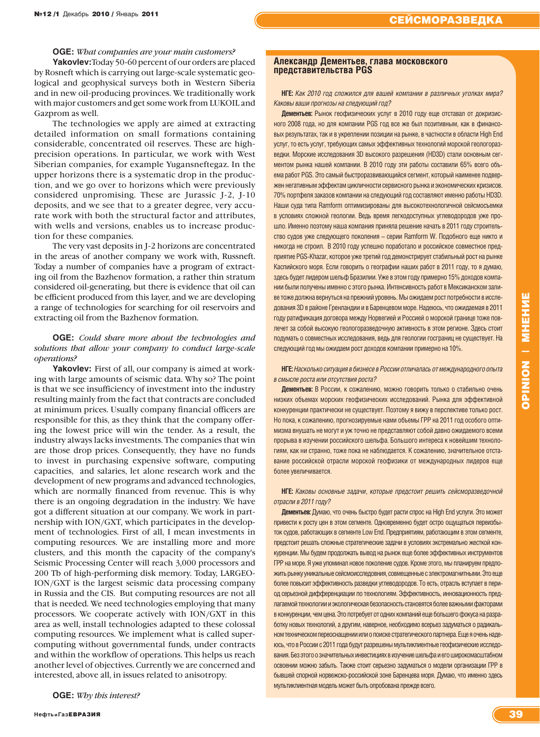**OGE:** *What companies are your main customers?*

**Yakovlev:** Today 50-60 percent of our orders are placed by Rosneft which is carrying out large-scale systematic geological and geophysical surveys both in Western Siberia and in new oil-producing provinces. We traditionally work with major customers and get some work from LUKOIL and Gazprom as well.

The technologies we apply are aimed at extracting detailed information on small formations containing considerable, concentrated oil reserves. These are high-precision operations. In particular, we work with West Siberian companies, for example Yugansneftegaz. In the upper horizons there is a systematic drop in the production, and we go over to horizons which were previously considered unpromising. These are Jurassic J-2, J-10 deposits, and we see that to a greater degree, very accurate work with both the structural factor and attributes, with wells and versions, enables us to increase production for these companies.

The very vast deposits in J-2 horizons are concentrated in the areas of another company we work with, Russneft. Today a number of companies have a program of extracting oil from the Bazhenov formation, a rather thin stratum considered oil-generating, but there is evidence that oil can be efficient produced from this layer, and we are developing a range of technologies for searching for oil reservoirs and extracting oil from the Bazhenov formation.

**OGE:** *Could share more about the technologies and solutions that allow your company to conduct large-scale operations?*

**Yakovlev:** First of all, our company is aimed at working with large amounts of seismic data. Why so? The point is that we see insufficiency of investment into the industry resulting mainly from the fact that contracts are concluded at minimum prices. Usually company financial officers are responsible for this, as they think that the company offering the lowest price will win the tender. As a result, the industry always lacks investments. The companies that win are those drop prices. Consequently, they have no funds to invest in purchasing expensive software, computing capacities, and salaries, let alone research work and the development of new programs and advanced technologies, which are normally financed from revenue. This is why there is an ongoing degradation in the industry. We have got a different situation at our company. We work in partnership with ION/GXT, which participates in the development of technologies. First of all, I mean investments in computing resources. We are installing more and more clusters, and this month the capacity of the company's Seismic Processing Center will reach 3,000 processors and 200 Tb of high-performing disk memory. Today, LARGEO-ION/GXT is the largest seismic data processing company in Russia and the CIS. But computing resources are not all that is needed. We need technologies employing that many processors. We cooperate actively with ION/GXT in this area as well, install technologies adapted to these colossal computing resources. We implement what is called supercomputing without governmental funds, under contracts and within the workflow of operations. This helps us reach another level of objectives. Currently we are concerned and interested, above all, in issues related to anisotropy.

**OGE:** *Why this interest?*

## Александр Дементьев, глава московского представительства PGS

**НГЕ:** *Как 2010 год сложился для вашей компании в различных уголках мира? Каковы ваши прогнозы на следующий год?*

**Дементьев:** Рынок геофизических услуг в 2010 году еще отставал от докризисного 2008 года, но для компании PGS год все же был позитивным, как в финансовых результатах, так и в укреплении позиции на рынке, в частности в области High End услуг, то есть услуг, требующих самых эффективных технологий морской геологоразведки. Морские исследования 3D высокого разрешения (HD3D) стали основным сегментом рынка нашей компании. В 2010 году эти работы составили 65% всего объема работ PGS. Это самый быстроразвивающийся сегмент, который наименее подвержен негативным эффектам цикличности сервисного рынка и экономических кризисов. 70% портфеля заказов компании на следующий год составляют именно работы HD3D. Наши суда типа Ramform оптимизированы для высокотехнологичной сейсмосъемки в условиях сложной геологии. Ведь время легкодоступных углеводородов уже прошло. Именно поэтому наша компания приняла решение начать в 2011 году строительство судов уже следующего поколения – серии Ramform W. Подобного еще никто и никогда не строил. В 2010 году успешно поработало и российское совместное предприятие PGS-Khazar, которое уже третий год демонстрирует стабильный рост на рынке Каспийского моря. Если говорить о географии наших работ в 2011 году, то я думаю, здесь будет лидером шельф Бразилии. Уже в этом году примерно 15% доходов компании были получены именно с этого рынка. Интенсивность работ в Мексиканском заливе тоже должна вернуться на прежний уровень. Мы ожидаем рост потребности в исследования 3D в районе Гренландии и в Баренцевом море. Надеюсь, что ожидаемая в 2011 году ратификация договора между Норвегией и Россией о морской границе тоже повлечет за собой высокую геологоразведочную активность в этом регионе. Здесь стоит подумать о совместных исследования, ведь для геологии госграниц не существует. На следующий год мы ожидаем рост доходов компании примерно на 10%.

**НГЕ:** *Насколько ситуация в бизнесе в России отличалась от международного опыта в смысле роста или отсутствия роста?*

**Дементьев:** В России, к сожалению, можно говорить только о стабильно очень низких объемах морских геофизических исследований. Рынка для эффективной конкуренции практически не существует. Поэтому я вижу в перспективе только рост. Но пока, к сожалению, прогнозируемые нами объемы ГРР на 2011 год особого оптимизма внушать не могут и уж точно не представляют собой давно ожидаемого всеми прорыва в изучении российского шельфа. Большого интереса к новейшим технологиям, как ни странно, тоже пока не наблюдается. К сожалению, значительное отставание российской отрасли морской геофизики от международных лидеров еще более увеличивается.

**НГЕ:** *Каковы основные задачи, которые предстоит решить сейсморазведочной отрасли в 2011 году?*

**Дементьев:** Думаю, что очень быстро будет расти спрос на High End услуги. Это может привести к росту цен в этом сегменте. Одновременно будет остро ощущаться переизбыток судов, работающих в сегменте Low End. Предприятиям, работающим в этом сегменте, предстоит решать сложные стратегические задачи в условиях экстремально жесткой конкуренции. Мы будем продолжать вывод на рынок еще более эффективных инструментов ГРР на море. Я уже упоминал новое поколение судов. Кроме этого, мы планируем предложить рынку уникальные сейсмоисследования, совмещенные с электромагнитными. Это еще более повысит эффективность разведки углеводородов. То есть, отрасль вступает в период серьезной дифференциации по технологиям. Эффективность, инновационность предлагаемой технологии и экологическая безопасность становятся более важными факторами в конкуренции, чем цена. Это потребует от одних компаний еще большего фокуса на разработку новых технологий, а другим, наверное, необходимо всерьез задуматься о радикальном техническом переоснащении или о поиске стратегического партнера. Еще я очень надеюсь, что в России с 2011 года будут разрешены мультиклиентные геофизические исследования. Без этого о значительных инвестициях в изучение шельфа и его широкомасштабном освоении можно забыть. Также стоит серьезно задуматься о модели организации ГРР в бывшей спорной норвежско-российской зоне Баренцева моря. Думаю, что именно здесь мультиклиентная модель может быть опробована прежде всего.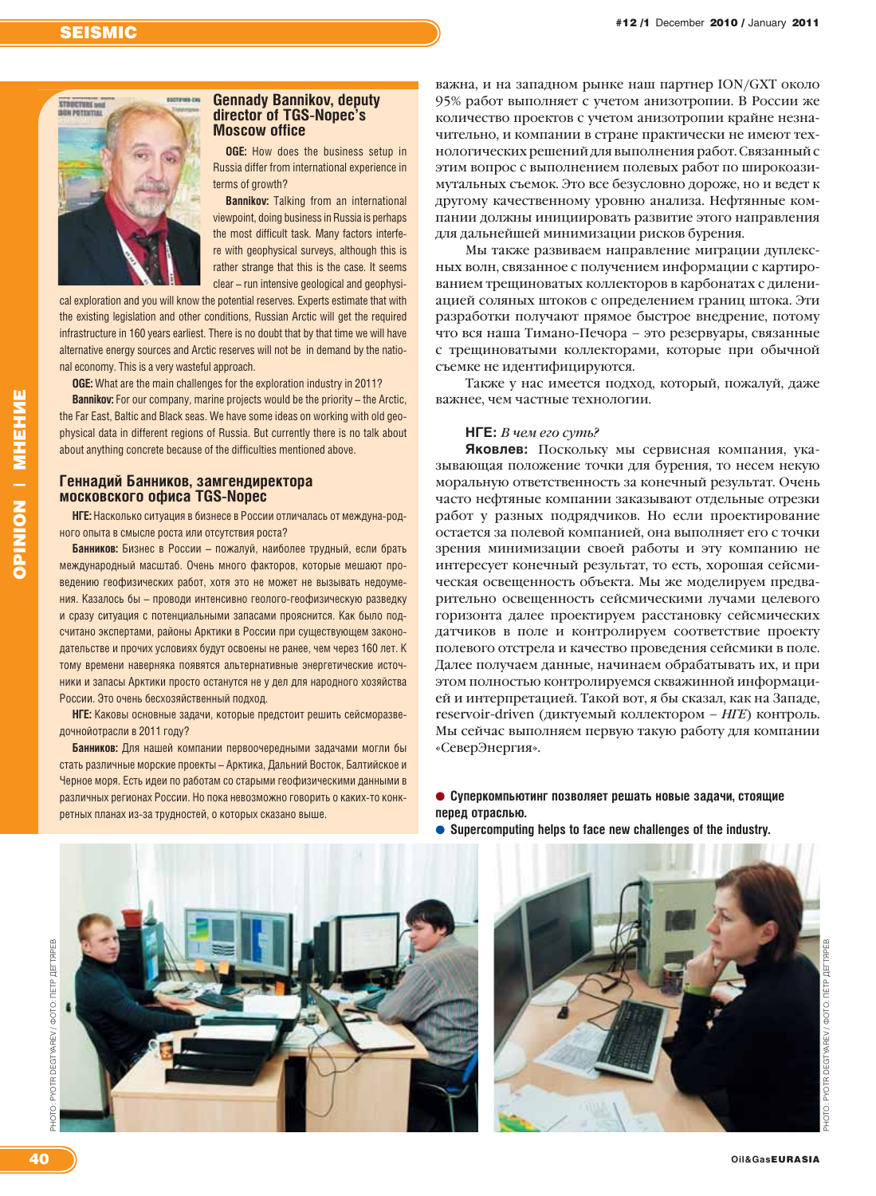## Gennady Bannikov, deputy director of TGS-Nopec's Moscow office

**OGE:** How does the business setup in Russia differ from international experience in terms of growth?

**Bannikov:** Talking from an international viewpoint, doing business in Russia is perhaps the most difficult task. Many factors interfere with geophysical surveys, although this is rather strange that this is the case. It seems clear – run intensive geological and geophysical exploration and you will know the potential reserves. Experts estimate that with the existing legislation and other conditions, Russian Arctic will get the required infrastructure in 160 years earliest. There is no doubt that by that time we will have alternative energy sources and Arctic reserves will not be in demand by the national economy. This is a very wasteful approach.

**OGE:** What are the main challenges for the exploration industry in 2011?

**Bannikov:** For our company, marine projects would be the priority – the Arctic, the Far East, Baltic and Black seas. We have some ideas on working with old geophysical data in different regions of Russia. But currently there is no talk about about anything concrete because of the difficulties mentioned above.

## Геннадий Банников, замгендиректора московского офиса TGS-Nopec

**НГЕ:** Насколько ситуация в бизнесе в России отличалась от междуна-родного опыта в смысле роста или отсутствия роста?

**Банников:** Бизнес в России – пожалуй, наиболее трудный, если брать международный масштаб. Очень много факторов, которые мешают проведению геофизических работ, хотя это не может не вызывать недоумения. Казалось бы – проводи интенсивно геолого-геофизическую разведку и сразу ситуация с потенциальными запасами прояснится. Как было подсчитано экспертами, районы Арктики в России при существующем законодательстве и прочих условиях будут освоены не ранее, чем через 160 лет. К тому времени наверняка появятся альтернативные энергетические источники и запасы Арктики просто останутся не у дел для народного хозяйства России. Это очень бесхозяйственный подход.

**НГЕ:** Каковы основные задачи, которые предстоит решить сейсморазведочнойотрасли в 2011 году?

**Банников:** Для нашей компании первоочередными задачами могли бы стать различные морские проекты – Арктика, Дальний Восток, Балтийское и Черное моря. Есть идеи по работам со старыми геофизическими данными в различных регионах России. Но пока невозможно говорить о каких-то конкретных планах из-за трудностей, о которых сказано выше.

важна, и на западном рынке наш партнер ION/GXT около 95% работ выполняет с учетом анизотропии. В России же количество проектов с учетом анизотропии крайне незначительно, и компании в стране практически не имеют технологических решений для выполнения работ. Связанный с этим вопрос с выполнением полевых работ по широкоазимутальных съемок. Это все безусловно дороже, но и ведет к другому качественному уровню анализа. Нефтяные компании должны инициировать развитие этого направления для дальнейшей минимизации рисков бурения.

Мы также развиваем направление миграции дуплексных волн, связанное с получением информации с картированием трещиноватых коллекторов в карбонатах с дилениацией соляных штоков с определением границ штока. Эти разработки получают прямое быстрое внедрение, потому что вся наша Тимано-Печора – это резервуары, связанные с трещиноватыми коллекторами, которые при обычной съемке не идентифицируются.

Также у нас имеется подход, который, пожалуй, даже важнее, чем частные технологии.

**НГЕ:** *В чем его суть?*

**Яковлев:** Поскольку мы сервисная компания, указывающая положение точки для бурения, то несем некую моральную ответственность за конечный результат. Очень часто нефтяные компании заказывают отдельные отрезки работ у разных подрядчиков. Но если проектирование остается за полевой компанией, она выполняет его с точки зрения минимизации своей работы и эту компанию не интересует конечный результат, то есть, хорошая сейсмическая освещенность объекта. Мы же моделируем предварительно освещенность сейсмическими лучами целевого горизонта далее проектируем расстановку сейсмических датчиков в поле и контролируем соответствие проекту полевого отстрела и качество проведения сейсмики в поле. Далее получаем данные, начинаем обрабатывать их, и при этом полностью контролируемся скважинной информацией и интерпретацией. Такой вот, я бы сказал, как на Западе, reservoir-driven (диктуемый коллектором – *НГЕ*) контроль. Мы сейчас выполняем первую такую работу для компании «СеверЭнергия».

● **Суперкомпьютинг позволяет решать новые задачи, стоящие перед отраслью.**

● **Supercomputing helps to face new challenges of the industry.**

PHOTO: PYOTR DEGTYAREV / ФОТО: ПЕТР ДЕГТЯРЕВ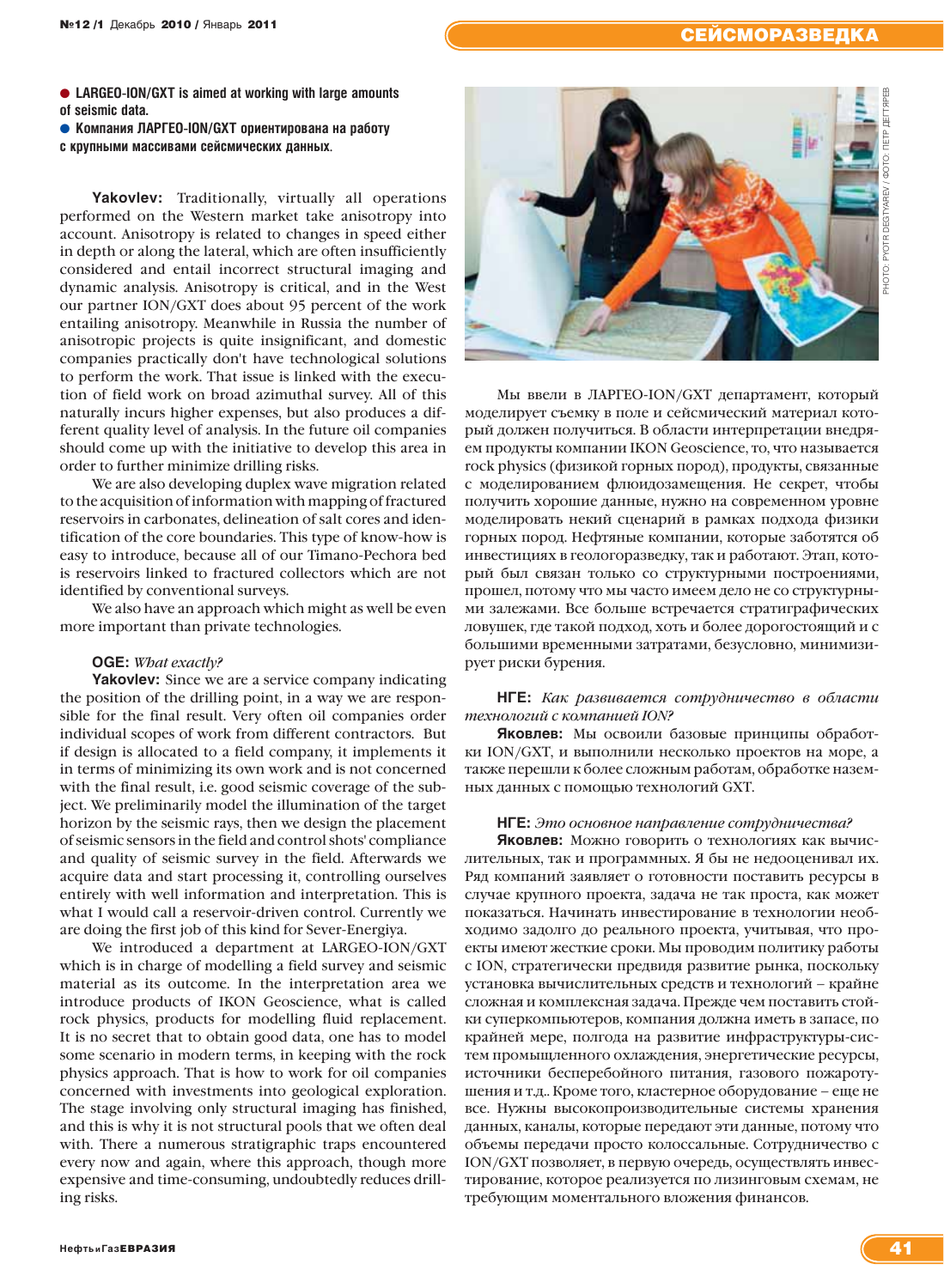● **LARGEO-ION/GXT is aimed at working with large amounts of seismic data.**

● **Компания ЛАРГЕО-ION/GXT ориентирована на работу с крупными массивами сейсмических данных.**

**Yakovlev:** Traditionally, virtually all operations performed on the Western market take anisotropy into account. Anisotropy is related to changes in speed either in depth or along the lateral, which are often insufficiently considered and entail incorrect structural imaging and dynamic analysis. Anisotropy is critical, and in the West our partner ION/GXT does about 95 percent of the work entailing anisotropy. Meanwhile in Russia the number of anisotropic projects is quite insignificant, and domestic companies practically don't have technological solutions to perform the work. That issue is linked with the execution of field work on broad azimuthal survey. All of this naturally incurs higher expenses, but also produces a different quality level of analysis. In the future oil companies should come up with the initiative to develop this area in order to further minimize drilling risks.

We are also developing duplex wave migration related to the acquisition of information with mapping of fractured reservoirs in carbonates, delineation of salt cores and identification of the core boundaries. This type of know-how is easy to introduce, because all of our Timano-Pechora bed is reservoirs linked to fractured collectors which are not identified by conventional surveys.

We also have an approach which might as well be even more important than private technologies.

**OGE:** *What exactly?*

**Yakovlev:** Since we are a service company indicating the position of the drilling point, in a way we are responsible for the final result. Very often oil companies order individual scopes of work from different contractors. But if design is allocated to a field company, it implements it in terms of minimizing its own work and is not concerned with the final result, i.e. good seismic coverage of the subject. We preliminarily model the illumination of the target horizon by the seismic rays, then we design the placement of seismic sensors in the field and control shots' compliance and quality of seismic survey in the field. Afterwards we acquire data and start processing it, controlling ourselves entirely with well information and interpretation. This is what I would call a reservoir-driven control. Currently we are doing the first job of this kind for Sever-Energiya.

We introduced a department at LARGEO-ION/GXT which is in charge of modelling a field survey and seismic material as its outcome. In the interpretation area we introduce products of IKON Geoscience, what is called rock physics, products for modelling fluid replacement. It is no secret that to obtain good data, one has to model some scenario in modern terms, in keeping with the rock physics approach. That is how to work for oil companies concerned with investments into geological exploration. The stage involving only structural imaging has finished, and this is why it is not structural pools that we often deal with. There a numerous stratigraphic traps encountered every now and again, where this approach, though more expensive and time-consuming, undoubtedly reduces drilling risks.

PHOTO: PYOTR DEGTYAREV / ФОТО: ПЕТР ДЕГТЯРЕВ

Мы ввели в ЛАРГЕО-ION/GXT департамент, который моделирует съемку в поле и сейсмический материал который должен получиться. В области интерпретации внедряем продукты компании IKON Geoscience, то, что называется rock physics (физикой горных пород), продукты, связанные с моделированием флюидозамещения. Не секрет, чтобы получить хорошие данные, нужно на современном уровне моделировать некий сценарий в рамках подхода физики горных пород. Нефтяные компании, которые заботятся об инвестициях в геологоразведку, так и работают. Этап, который был связан только со структурными построениями, прошел, потому что мы часто имеем дело не со структурными залежами. Все больше встречается стратиграфических ловушек, где такой подход, хоть и более дорогостоящий и с большими временными затратами, безусловно, минимизирует риски бурения.

**НГЕ:** *Как развивается сотрудничество в области технологий с компанией ION?*

**Яковлев:** Мы освоили базовые принципы обработки ION/GXT, и выполнили несколько проектов на море, а также перешли к более сложным работам, обработке наземных данных с помощью технологий GXT.

**НГЕ:** *Это основное направление сотрудничества?*

**Яковлев:** Можно говорить о технологиях как вычислительных, так и программных. Я бы не недооценивал их. Ряд компаний заявляет о готовности поставить ресурсы в случае крупного проекта, задача не так проста, как может показаться. Начинать инвестирование в технологии необходимо задолго до реального проекта, учитывая, что проекты имеют жесткие сроки. Мы проводим политику работы с ION, стратегически предвидя развитие рынка, поскольку установка вычислительных средств и технологий – крайне сложная и комплексная задача. Прежде чем поставить стойки суперкомпьютеров, компания должна иметь в запасе, по крайней мере, полгода на развитие инфраструктуры-систем промышленного охлаждения, энергетические ресурсы, источники бесперебойного питания, газового пожаротушения и т.д.. Кроме того, кластерное оборудование – еще не все. Нужны высокопроизводительные системы хранения данных, каналы, которые передают эти данные, потому что объемы передачи просто колоссальные. Сотрудничество с ION/GXT позволяет, в первую очередь, осуществлять инвестирование, которое реализуется по лизинговым схемам, не требующим моментального вложения финансов.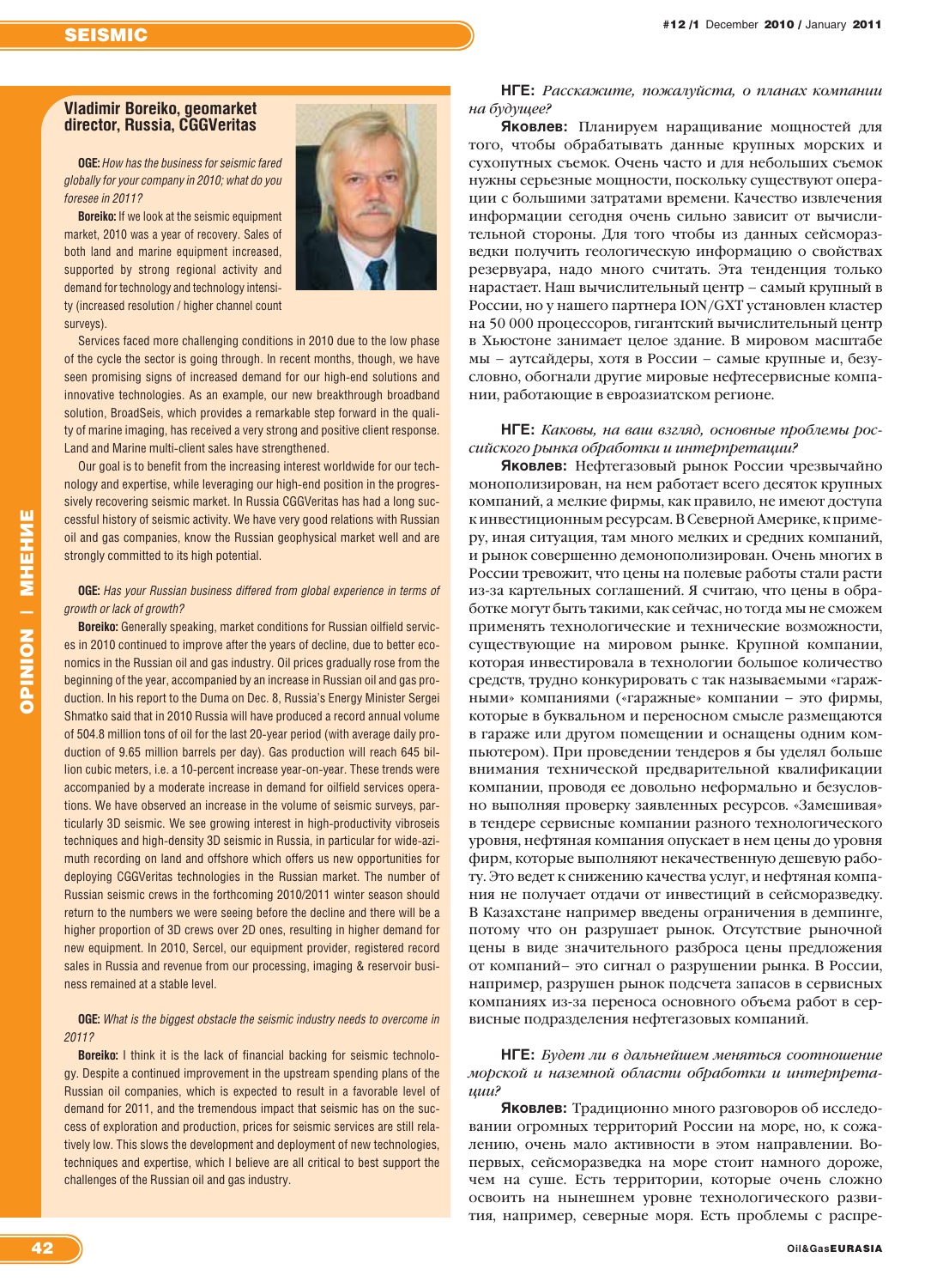## Vladimir Boreiko, geomarket director, Russia, CGGVeritas

**OGE:** *How has the business for seismic fared globally for your company in 2010; what do you foresee in 2011?*

**Boreiko:** If we look at the seismic equipment market, 2010 was a year of recovery. Sales of both land and marine equipment increased, supported by strong regional activity and demand for technology and technology intensity (increased resolution / higher channel count surveys).

Services faced more challenging conditions in 2010 due to the low phase of the cycle the sector is going through. In recent months, though, we have seen promising signs of increased demand for our high-end solutions and innovative technologies. As an example, our new breakthrough broadband solution, BroadSeis, which provides a remarkable step forward in the quality of marine imaging, has received a very strong and positive client response. Land and Marine multi-client sales have strengthened.

Our goal is to benefit from the increasing interest worldwide for our technology and expertise, while leveraging our high-end position in the progressively recovering seismic market. In Russia CGGVeritas has had a long successful history of seismic activity. We have very good relations with Russian oil and gas companies, know the Russian geophysical market well and are strongly committed to its high potential.

**OGE:** *Has your Russian business differed from global experience in terms of growth or lack of growth?*

**Boreiko:** Generally speaking, market conditions for Russian oilfield services in 2010 continued to improve after the years of decline, due to better economics in the Russian oil and gas industry. Oil prices gradually rose from the beginning of the year, accompanied by an increase in Russian oil and gas production. In his report to the Duma on Dec. 8, Russia's Energy Minister Sergei Shmatko said that in 2010 Russia will have produced a record annual volume of 504.8 million tons of oil for the last 20-year period (with average daily production of 9.65 million barrels per day). Gas production will reach 645 billion cubic meters, i.e. a 10-percent increase year-on-year. These trends were accompanied by a moderate increase in demand for oilfield services operations. We have observed an increase in the volume of seismic surveys, particularly 3D seismic. We see growing interest in high-productivity vibroseis techniques and high-density 3D seismic in Russia, in particular for wide-azimuth recording on land and offshore which offers us new opportunities for deploying CGGVeritas technologies in the Russian market. The number of Russian seismic crews in the forthcoming 2010/2011 winter season should return to the numbers we were seeing before the decline and there will be a higher proportion of 3D crews over 2D ones, resulting in higher demand for new equipment. In 2010, Sercel, our equipment provider, registered record sales in Russia and revenue from our processing, imaging & reservoir business remained at a stable level.

**OGE:** *What is the biggest obstacle the seismic industry needs to overcome in 2011?*

**Boreiko:** I think it is the lack of financial backing for seismic technology. Despite a continued improvement in the upstream spending plans of the Russian oil companies, which is expected to result in a favorable level of demand for 2011, and the tremendous impact that seismic has on the success of exploration and production, prices for seismic services are still relatively low. This slows the development and deployment of new technologies, techniques and expertise, which I believe are all critical to best support the challenges of the Russian oil and gas industry.

**НГЕ:** *Расскажите, пожалуйста, о планах компании на будущее?*

**Яковлев:** Планируем наращивание мощностей для того, чтобы обрабатывать данные крупных морских и сухопутных съемок. Очень часто и для небольших съемок нужны серьезные мощности, поскольку существуют операции с большими затратами времени. Качество извлечения информации сегодня очень сильно зависит от вычислительной стороны. Для того чтобы из данных сейсморазведки получить геологическую информацию о свойствах резервуара, надо много считать. Эта тенденция только нарастает. Наш вычислительный центр – самый крупный в России, но у нашего партнера ION/GXT установлен кластер на 50 000 процессоров, гигантский вычислительный центр в Хьюстоне занимает целое здание. В мировом масштабе мы – аутсайдеры, хотя в России – самые крупные и, безусловно, обогнали другие мировые нефтесервисные компании, работающие в евроазиатском регионе.

**НГЕ:** *Каковы, на ваш взгляд, основные проблемы российского рынка обработки и интерпретации?*

**Яковлев:** Нефтегазовый рынок России чрезвычайно монополизирован, на нем работает всего десяток крупных компаний, а мелкие фирмы, как правило, не имеют доступа к инвестиционным ресурсам. В Северной Америке, к примеру, иная ситуация, там много мелких и средних компаний, и рынок совершенно демонополизирован. Очень многих в России тревожит, что цены на полевые работы стали расти из-за картельных соглашений. Я считаю, что цены в обработке могут быть такими, как сейчас, но тогда мы не сможем применять технологические и технические возможности, существующие на мировом рынке. Крупной компании, которая инвестировала в технологии большое количество средств, трудно конкурировать с так называемыми «гаражными» компаниями («гаражные» компании – это фирмы, которые в буквальном и переносном смысле размещаются в гараже или другом помещении и оснащены одним компьютером). При проведении тендеров я бы уделял больше внимания технической предварительной квалификации компании, проводя ее довольно неформально и безусловно выполняя проверку заявленных ресурсов. «Замешивая» в тендере сервисные компании разного технологического уровня, нефтяная компания опускает в нем цены до уровня фирм, которые выполняют некачественную дешевую работу. Это ведет к снижению качества услуг, и нефтяная компания не получает отдачи от инвестиций в сейсморазведку. В Казахстане например введены ограничения в демпинге, потому что он разрушает рынок. Отсутствие рыночной цены в виде значительного разброса цены предложения от компаний– это сигнал о разрушении рынка. В России, например, разрушен рынок подсчета запасов в сервисных компаниях из-за переноса основного объема работ в сервисные подразделения нефтегазовых компаний.

**НГЕ:** *Будет ли в дальнейшем меняться соотношение морской и наземной области обработки и интерпретации?*

**Яковлев:** Традиционно много разговоров об исследовании огромных территорий России на море, но, к сожалению, очень мало активности в этом направлении. Во-первых, сейсморазведка на море стоит намного дороже, чем на суше. Есть территории, которые очень сложно освоить на нынешнем уровне технологического развития, например, северные моря. Есть проблемы с распре-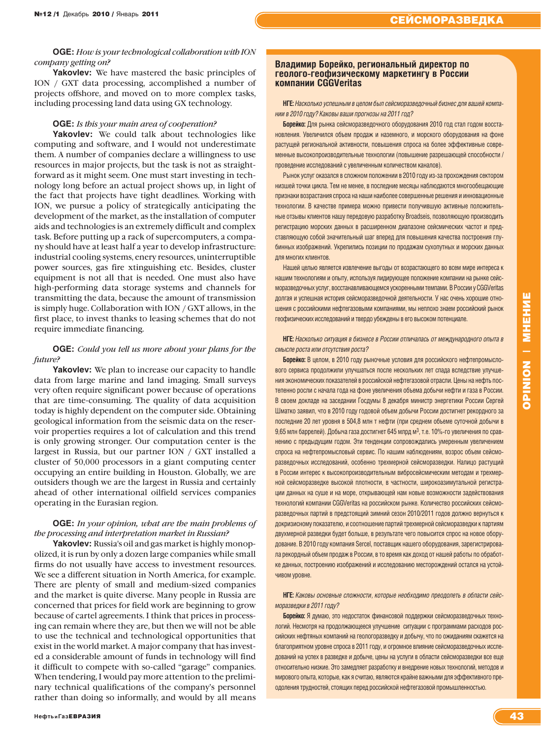**OGE:** *How is your technological collaboration with ION company getting on?*

**Yakovlev:** We have mastered the basic principles of ION / GXT data processing, accomplished a number of projects offshore, and moved on to more complex tasks, including processing land data using GX technology.

**OGE:** *Is this your main area of cooperation?*

**Yakovlev:** We could talk about technologies like computing and software, and I would not underestimate them. A number of companies declare a willingness to use resources in major projects, but the task is not as straightforward as it might seem. One must start investing in technology long before an actual project shows up, in light of the fact that projects have tight deadlines. Working with ION, we pursue a policy of strategically anticipating the development of the market, as the installation of computer aids and technologies is an extremely difficult and complex task. Before putting up a rack of supercomputers, a company should have at least half a year to develop infrastructure: industrial cooling systems, enery resources, uninterruptible power sources, gas fire xtinguishing etc. Besides, cluster equipment is not all that is needed. One must also have high-performing data storage systems and channels for transmitting the data, because the amount of transmission is simply huge. Collaboration with ION / GXT allows, in the first place, to invest thanks to leasing schemes that do not require immediate financing.

**OGE:** *Could you tell us more about your plans for the future?*

**Yakovlev:** We plan to increase our capacity to handle data from large marine and land imaging. Small surveys very often require significant power because of operations that are time-consuming. The quality of data acquisition today is highly dependent on the computer side. Obtaining geological information from the seismic data on the reservoir properties requires a lot of calculation and this trend is only growing stronger. Our computation center is the largest in Russia, but our partner ION / GXT installed a cluster of 50,000 processors in a giant computing center occupying an entire building in Houston. Globally, we are outsiders though we are the largest in Russia and certainly ahead of other international oilfield services companies operating in the Eurasian region.

**OGE:** *In your opinion, what are the main problems of the processing and interpretation market in Russian?*

**Yakovlev:** Russia's oil and gas market is highly monopolized, it is run by only a dozen large companies while small firms do not usually have access to investment resources. We see a different situation in North America, for example. There are plenty of small and medium-sized companies and the market is quite diverse. Many people in Russia are concerned that prices for field work are beginning to grow because of cartel agreements. I think that prices in processing can remain where they are, but then we will not be able to use the technical and technological opportunities that exist in the world market. A major company that has invested a considerable amount of funds in technology will find it difficult to compete with so-called "garage" companies. When tendering, I would pay more attention to the preliminary technical qualifications of the company's personnel rather than doing so informally, and would by all means

## Владимир Борейко, региональный директор по геолого-геофизическому маркетингу в России компании CGGVeritas

**НГЕ:** *Насколько успешным в целом был сейсморазведочный бизнес для вашей компании в 2010 году? Каковы ваши прогнозы на 2011 год?*

**Борейко:** Для рынка сейсморазведочного оборудования 2010 год стал годом восстановления. Увеличился объем продаж и наземного, и морского оборудования на фоне растущей региональной активности, повышения спроса на более эффективные современные высокопроизводительные технологии (повышение разрешающей способности / проведение исследований с увеличенным количеством каналов).

Рынок услуг оказался в сложном положении в 2010 году из-за прохождения сектором низшей точки цикла. Тем не менее, в последние месяцы наблюдаются многообещающие признаки возрастания спроса на наши наиболее совершенные решения и инновационные технологии. В качестве примера можно привести получившую активные положительные отзывы клиентов нашу передовую разработку Broadseis, позволяющую производить регистрацию морских данных в расширенном диапазоне сейсмических частот и представляющую собой значительный шаг вперед для повышения качества построения глубинных изображений. Укрепились позиции по продажам сухопутных и морских данных для многих клиентов.

Нашей целью является извлечение выгоды от возрастающего во всем мире интереса к нашим технологиям и опыту, используя лидирующее положение компании на рынке сейсморазведочных услуг, восстанавливающемся ускоренными темпами. В России у CGGVeritas долгая и успешная история сейсморазведочной деятельности. У нас очень хорошие отношения с российскими нефтегазовыми компаниями, мы неплохо знаем российский рынок геофизических исследований и твердо убеждены в его высоком потенциале.

**НГЕ:** *Насколько ситуация в бизнесе в России отличалась от международного опыта в смысле роста или отсутствия роста?*

**Борейко:** В целом, в 2010 году рыночные условия для российского нефтепромыслового сервиса продолжили улучшаться после нескольких лет спада вследствие улучшения экономических показателей в российской нефтегазовой отрасли. Цены на нефть постепенно росли с начала года на фоне увеличения объема добычи нефти и газа в России. В своем докладе на заседании Госдумы 8 декабря министр энергетики России Сергей Шматко заявил, что в 2010 году годовой объем добычи России достигнет рекордного за последние 20 лет уровня в 504,8 млн т нефти (при среднем объеме суточной добычи в 9,65 млн баррелей). Добыча газа достигнет 645 млрд м$^3$, т.е. 10%-го увеличения по сравнению с предыдущим годом. Эти тенденции сопровождались умеренным увеличением спроса на нефтепромысловый сервис. По нашим наблюдениям, возрос объем сейсморазведочных исследований, особенно трехмерной сейсморазведки. Налицо растущий в России интерес к высокопроизводительным вибросейсмическим методам и трехмерной сейсморазведке высокой плотности, в частности, широкоазимутальной регистрации данных на суше и на море, открывающей нам новые возможности задействования технологий компании CGGVeritas на российском рынке. Количество российских сейсморазведочных партий в предстоящий зимний сезон 2010/2011 годов должно вернуться к докризисному показателю, и соотношение партий трехмерной сейсморазведки к партиям двухмерной разведки будет больше, в результате чего повысится спрос на новое оборудование. В 2010 году компания Sercel, поставщик нашего оборудования, зарегистрировала рекордный объем продаж в России, в то время как доход от нашей работы по обработке данных, построению изображений и исследованию месторождений остался на устойчивом уровне.

**НГЕ:** *Каковы основные сложности, которые необходимо преодолеть в области сейсморазведки в 2011 году?*

**Борейко:** Я думаю, это недостаток финансовой поддержки сейсморазведочных технологий. Несмотря на продолжающееся улучшение ситуации с программами расходов российских нефтяных компаний на геологоразведку и добычу, что по ожиданиям скажется на благоприятном уровне спроса в 2011 году, и огромное влияние сейсморазведочных исследований на успех в разведке и добыче, цены на услуги в области сейсморазведки все еще относительно низкие. Это замедляет разработку и внедрение новых технологий, методов и мирового опыта, которые, как я считаю, являются крайне важными для эффективного преодоления трудностей, стоящих перед российской нефтегазовой промышленностью.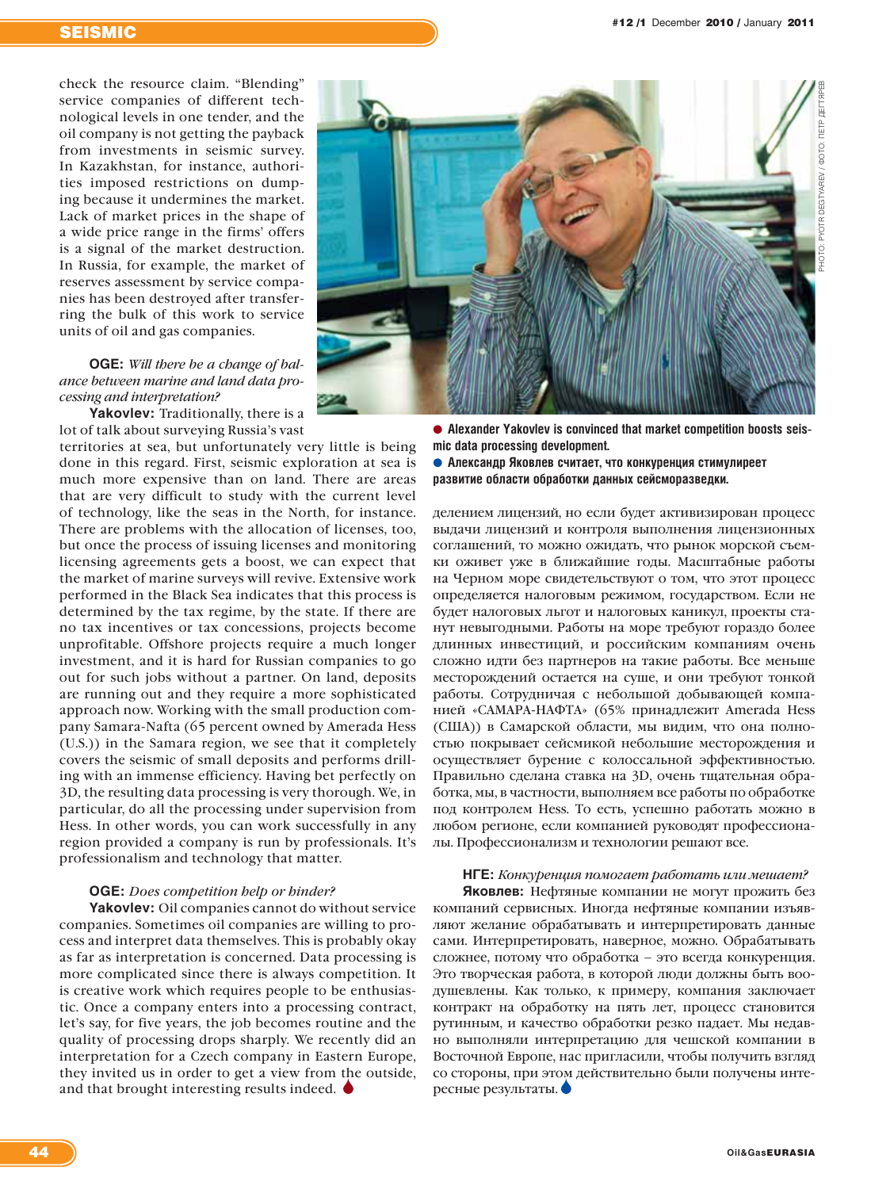check the resource claim. "Blending" service companies of different technological levels in one tender, and the oil company is not getting the payback from investments in seismic survey. In Kazakhstan, for instance, authorities imposed restrictions on dumping because it undermines the market. Lack of market prices in the shape of a wide price range in the firms' offers is a signal of the market destruction. In Russia, for example, the market of reserves assessment by service companies has been destroyed after transferring the bulk of this work to service units of oil and gas companies.

**OGE:** *Will there be a change of balance between marine and land data processing and interpretation?*

**Yakovlev:** Traditionally, there is a lot of talk about surveying Russia's vast territories at sea, but unfortunately very little is being done in this regard. First, seismic exploration at sea is much more expensive than on land. There are areas that are very difficult to study with the current level of technology, like the seas in the North, for instance. There are problems with the allocation of licenses, too, but once the process of issuing licenses and monitoring licensing agreements gets a boost, we can expect that the market of marine surveys will revive. Extensive work performed in the Black Sea indicates that this process is determined by the tax regime, by the state. If there are no tax incentives or tax concessions, projects become unprofitable. Offshore projects require a much longer investment, and it is hard for Russian companies to go out for such jobs without a partner. On land, deposits are running out and they require a more sophisticated approach now. Working with the small production company Samara-Nafta (65 percent owned by Amerada Hess (U.S.)) in the Samara region, we see that it completely covers the seismic of small deposits and performs drilling with an immense efficiency. Having bet perfectly on 3D, the resulting data processing is very thorough. We, in particular, do all the processing under supervision from Hess. In other words, you can work successfully in any region provided a company is run by professionals. It's professionalism and technology that matter.

**OGE:** *Does competition help or hinder?*

**Yakovlev:** Oil companies cannot do without service companies. Sometimes oil companies are willing to process and interpret data themselves. This is probably okay as far as interpretation is concerned. Data processing is more complicated since there is always competition. It is creative work which requires people to be enthusiastic. Once a company enters into a processing contract, let's say, for five years, the job becomes routine and the quality of processing drops sharply. We recently did an interpretation for a Czech company in Eastern Europe, they invited us in order to get a view from the outside, and that brought interesting results indeed.

Alexander Yakovlev is convinced that market competition boosts seismic data processing development.

Александр Яковлев считает, что конкуренция стимулирует развитие области обработки данных сейсморазведки.

делением лицензий, но если будет активизирован процесс выдачи лицензий и контроля выполнения лицензионных соглашений, то можно ожидать, что рынок морской съемки оживет уже в ближайшие годы. Масштабные работы на Черном море свидетельствуют о том, что этот процесс определяется налоговым режимом, государством. Если не будет налоговых льгот и налоговых каникул, проекты станут невыгодными. Работы на море требуют гораздо более длинных инвестиций, и российским компаниям очень сложно идти без партнеров на такие работы. Все меньше месторождений остается на суше, и они требуют тонкой работы. Сотрудничая с небольшой добывающей компанией «САМАРА-НАФТА» (65% принадлежит Amerada Hess (США)) в Самарской области, мы видим, что она полностью покрывает сейсмикой небольшие месторождения и осуществляет бурение с колоссальной эффективностью. Правильно сделана ставка на 3D, очень тщательная обработка, мы, в частности, выполняем все работы по обработке под контролем Hess. То есть, успешно работать можно в любом регионе, если компанией руководят профессионалы. Профессионализм и технологии решают все.

**НГЕ:** *Конкуренция помогает работать или мешает?*

**Яковлев:** Нефтяные компании не могут прожить без компаний сервисных. Иногда нефтяные компании изъявляют желание обрабатывать и интерпретировать данные сами. Интерпретировать, наверное, можно. Обрабатывать сложнее, потому что обработка – это всегда конкуренция. Это творческая работа, в которой люди должны быть воодушевлены. Как только, к примеру, компания заключает контракт на обработку на пять лет, процесс становится рутинным, и качество обработки резко падает. Мы недавно выполняли интерпретацию для чешской компании в Восточной Европе, нас пригласили, чтобы получить взгляд со стороны, при этом действительно были получены интересные результаты.